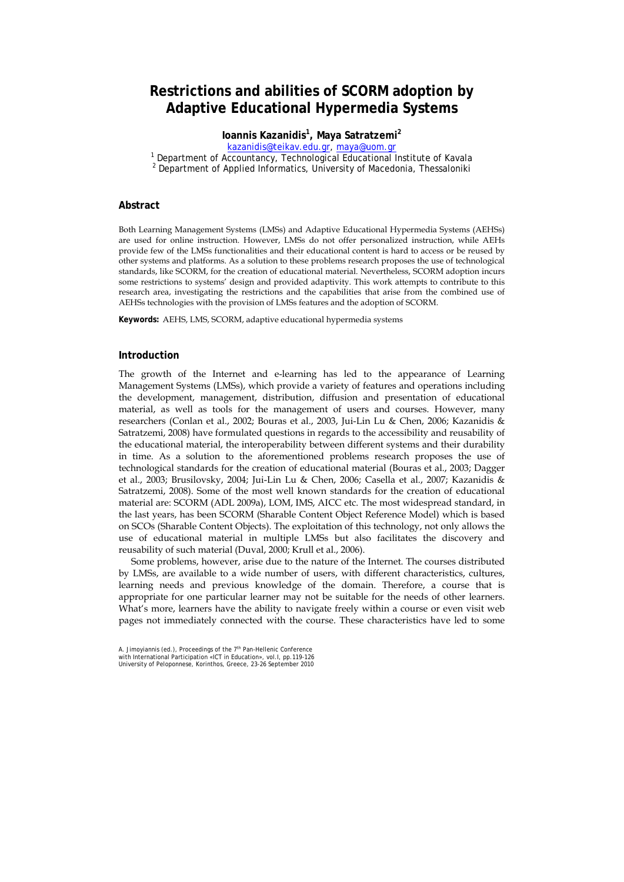# Restrictions and abilities of SCORM adoption by Adaptive Educational Hypermedia Systems

**Ioannis Kazanidis[1], Maya Satratzemi[2]**

kazanidis@teikav.edu.gr, maya@uom.gr

[1] Department of Accountancy, Technological Educational Institute of Kavala

[2] Department of Applied Informatics, University of Macedonia, Thessaloniki

## Abstract

Both Learning Management Systems (LMSs) and Adaptive Educational Hypermedia Systems (AEHSs) are used for online instruction. However, LMSs do not offer personalized instruction, while AEHs provide few of the LMSs functionalities and their educational content is hard to access or be reused by other systems and platforms. As a solution to these problems research proposes the use of technological standards, like SCORM, for the creation of educational material. Nevertheless, SCORM adoption incurs some restrictions to systems' design and provided adaptivity. This work attempts to contribute to this research area, investigating the restrictions and the capabilities that arise from the combined use of AEHSs technologies with the provision of LMSs features and the adoption of SCORM.

**Keywords:** AEHS, LMS, SCORM, adaptive educational hypermedia systems

## Introduction

The growth of the Internet and e-learning has led to the appearance of Learning Management Systems (LMSs), which provide a variety of features and operations including the development, management, distribution, diffusion and presentation of educational material, as well as tools for the management of users and courses. However, many researchers (Conlan et al., 2002; Bouras et al., 2003, Jui-Lin Lu & Chen, 2006; Kazanidis & Satratzemi, 2008) have formulated questions in regards to the accessibility and reusability of the educational material, the interoperability between different systems and their durability in time. As a solution to the aforementioned problems research proposes the use of technological standards for the creation of educational material (Bouras et al., 2003; Dagger et al., 2003; Brusilovsky, 2004; Jui-Lin Lu & Chen, 2006; Casella et al., 2007; Kazanidis & Satratzemi, 2008). Some of the most well known standards for the creation of educational material are: SCORM (ADL 2009a), LOM, IMS, AICC etc. The most widespread standard, in the last years, has been SCORM (Sharable Content Object Reference Model) which is based on SCOs (Sharable Content Objects). The exploitation of this technology, not only allows the use of educational material in multiple LMSs but also facilitates the discovery and reusability of such material (Duval, 2000; Krull et al., 2006).

Some problems, however, arise due to the nature of the Internet. The courses distributed by LMSs, are available to a wide number of users, with different characteristics, cultures, learning needs and previous knowledge of the domain. Therefore, a course that is appropriate for one particular learner may not be suitable for the needs of other learners. What's more, learners have the ability to navigate freely within a course or even visit web pages not immediately connected with the course. These characteristics have led to some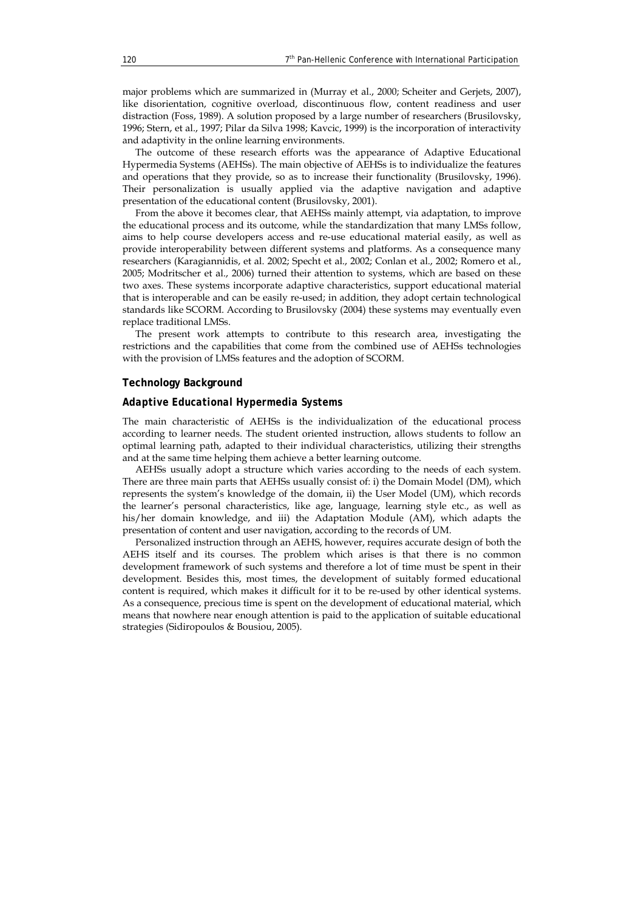major problems which are summarized in (Murray et al., 2000; Scheiter and Gerjets, 2007), like disorientation, cognitive overload, discontinuous flow, content readiness and user distraction (Foss, 1989). A solution proposed by a large number of researchers (Brusilovsky, 1996; Stern, et al., 1997; Pilar da Silva 1998; Kavcic, 1999) is the incorporation of interactivity and adaptivity in the online learning environments.

The outcome of these research efforts was the appearance of Adaptive Educational Hypermedia Systems (AEHSs). The main objective of AEHSs is to individualize the features and operations that they provide, so as to increase their functionality (Brusilovsky, 1996). Their personalization is usually applied via the adaptive navigation and adaptive presentation of the educational content (Brusilovsky, 2001).

From the above it becomes clear, that AEHSs mainly attempt, via adaptation, to improve the educational process and its outcome, while the standardization that many LMSs follow, aims to help course developers access and re-use educational material easily, as well as provide interoperability between different systems and platforms. As a consequence many researchers (Karagiannidis, et al. 2002; Specht et al., 2002; Conlan et al., 2002; Romero et al., 2005; Modritscher et al., 2006) turned their attention to systems, which are based on these two axes. These systems incorporate adaptive characteristics, support educational material that is interoperable and can be easily re-used; in addition, they adopt certain technological standards like SCORM. According to Brusilovsky (2004) these systems may eventually even replace traditional LMSs.

The present work attempts to contribute to this research area, investigating the restrictions and the capabilities that come from the combined use of AEHSs technologies with the provision of LMSs features and the adoption of SCORM.

## Technology Background

### Adaptive Educational Hypermedia Systems

The main characteristic of AEHSs is the individualization of the educational process according to learner needs. The student oriented instruction, allows students to follow an optimal learning path, adapted to their individual characteristics, utilizing their strengths and at the same time helping them achieve a better learning outcome.

AEHSs usually adopt a structure which varies according to the needs of each system. There are three main parts that AEHSs usually consist of: i) the Domain Model (DM), which represents the system's knowledge of the domain, ii) the User Model (UM), which records the learner's personal characteristics, like age, language, learning style etc., as well as his/her domain knowledge, and iii) the Adaptation Module (AM), which adapts the presentation of content and user navigation, according to the records of UM.

Personalized instruction through an AEHS, however, requires accurate design of both the AEHS itself and its courses. The problem which arises is that there is no common development framework of such systems and therefore a lot of time must be spent in their development. Besides this, most times, the development of suitably formed educational content is required, which makes it difficult for it to be re-used by other identical systems. As a consequence, precious time is spent on the development of educational material, which means that nowhere near enough attention is paid to the application of suitable educational strategies (Sidiropoulos & Bousiou, 2005).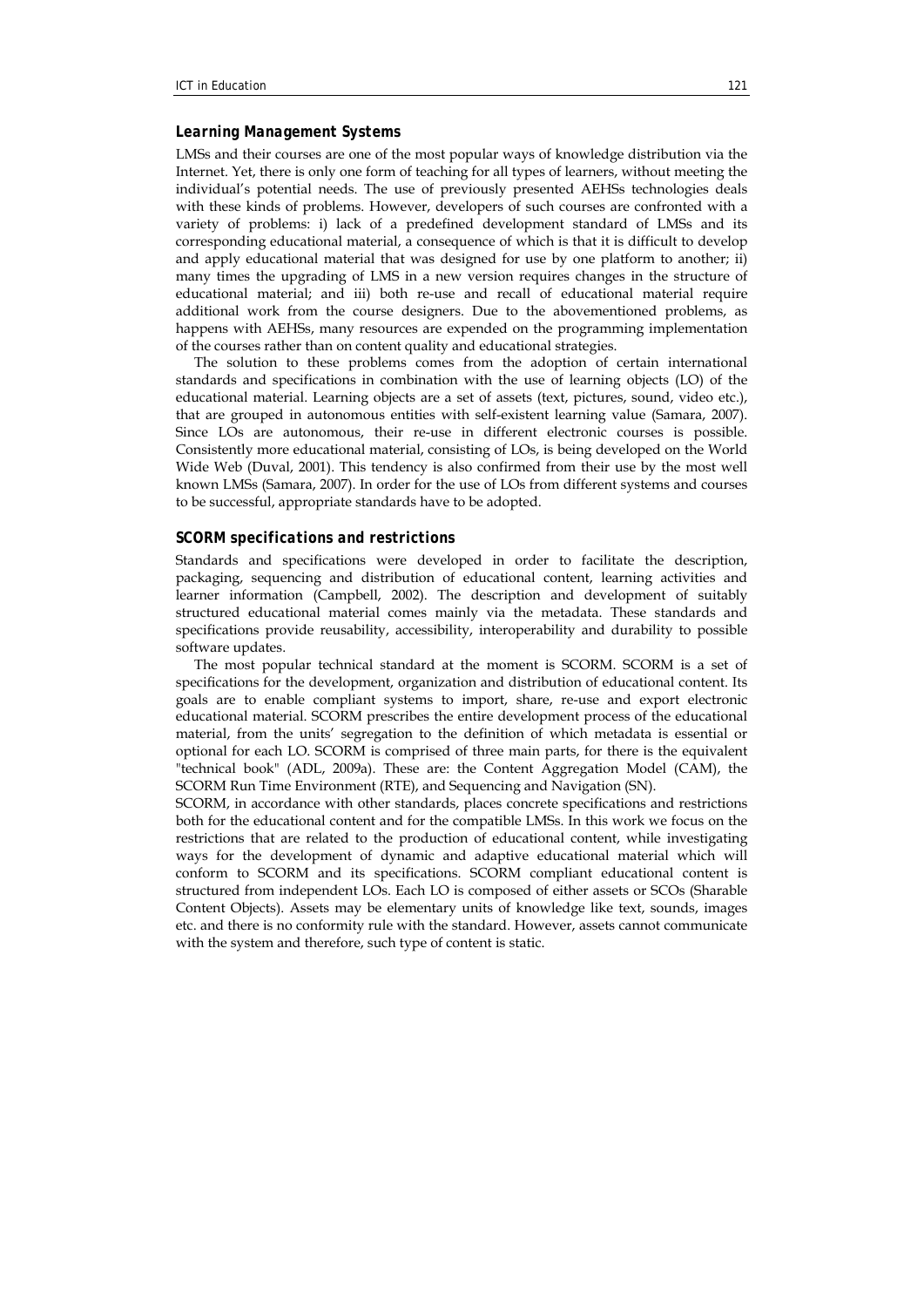### *Learning Management Systems*

LMSs and their courses are one of the most popular ways of knowledge distribution via the Internet. Yet, there is only one form of teaching for all types of learners, without meeting the individual's potential needs. The use of previously presented AEHSs technologies deals with these kinds of problems. However, developers of such courses are confronted with a variety of problems: i) lack of a predefined development standard of LMSs and its corresponding educational material, a consequence of which is that it is difficult to develop and apply educational material that was designed for use by one platform to another; ii) many times the upgrading of LMS in a new version requires changes in the structure of educational material; and iii) both re-use and recall of educational material require additional work from the course designers. Due to the abovementioned problems, as happens with AEHSs, many resources are expended on the programming implementation of the courses rather than on content quality and educational strategies.

The solution to these problems comes from the adoption of certain international standards and specifications in combination with the use of learning objects (LO) of the educational material. Learning objects are a set of assets (text, pictures, sound, video etc.), that are grouped in autonomous entities with self-existent learning value (Samara, 2007). Since LOs are autonomous, their re-use in different electronic courses is possible. Consistently more educational material, consisting of LOs, is being developed on the World Wide Web (Duval, 2001). This tendency is also confirmed from their use by the most well known LMSs (Samara, 2007). In order for the use of LOs from different systems and courses to be successful, appropriate standards have to be adopted.

### *SCORM specifications and restrictions*

Standards and specifications were developed in order to facilitate the description, packaging, sequencing and distribution of educational content, learning activities and learner information (Campbell, 2002). The description and development of suitably structured educational material comes mainly via the metadata. These standards and specifications provide reusability, accessibility, interoperability and durability to possible software updates.

The most popular technical standard at the moment is SCORM. SCORM is a set of specifications for the development, organization and distribution of educational content. Its goals are to enable compliant systems to import, share, re-use and export electronic educational material. SCORM prescribes the entire development process of the educational material, from the units' segregation to the definition of which metadata is essential or optional for each LO. SCORM is comprised of three main parts, for there is the equivalent "technical book" (ADL, 2009a). These are: the Content Aggregation Model (CAM), the SCORM Run Time Environment (RTE), and Sequencing and Navigation (SN).

SCORM, in accordance with other standards, places concrete specifications and restrictions both for the educational content and for the compatible LMSs. In this work we focus on the restrictions that are related to the production of educational content, while investigating ways for the development of dynamic and adaptive educational material which will conform to SCORM and its specifications. SCORM compliant educational content is structured from independent LOs. Each LO is composed of either assets or SCOs (Sharable Content Objects). Assets may be elementary units of knowledge like text, sounds, images etc. and there is no conformity rule with the standard. However, assets cannot communicate with the system and therefore, such type of content is static.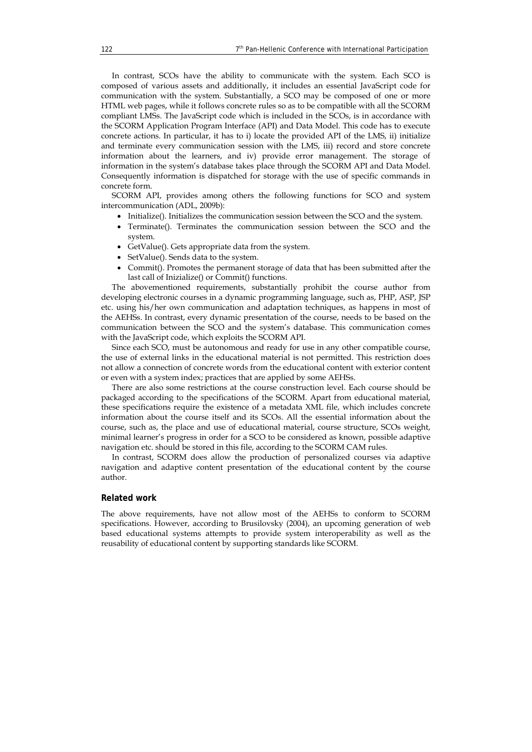In contrast, SCOs have the ability to communicate with the system. Each SCO is composed of various assets and additionally, it includes an essential JavaScript code for communication with the system. Substantially, a SCO may be composed of one or more HTML web pages, while it follows concrete rules so as to be compatible with all the SCORM compliant LMSs. The JavaScript code which is included in the SCOs, is in accordance with the SCORM Application Program Interface (API) and Data Model. This code has to execute concrete actions. In particular, it has to i) locate the provided API of the LMS, ii) initialize and terminate every communication session with the LMS, iii) record and store concrete information about the learners, and iv) provide error management. The storage of information in the system's database takes place through the SCORM API and Data Model. Consequently information is dispatched for storage with the use of specific commands in concrete form.

SCORM API, provides among others the following functions for SCO and system intercommunication (ADL, 2009b):

- Initialize(). Initializes the communication session between the SCO and the system.
- Terminate(). Terminates the communication session between the SCO and the system.
- GetValue(). Gets appropriate data from the system.
- SetValue(). Sends data to the system.
- Commit(). Promotes the permanent storage of data that has been submitted after the last call of Inizialize() or Commit() functions.

The abovementioned requirements, substantially prohibit the course author from developing electronic courses in a dynamic programming language, such as, PHP, ASP, JSP etc. using his/her own communication and adaptation techniques, as happens in most of the AEHSs. In contrast, every dynamic presentation of the course, needs to be based on the communication between the SCO and the system's database. This communication comes with the JavaScript code, which exploits the SCORM API.

Since each SCO, must be autonomous and ready for use in any other compatible course, the use of external links in the educational material is not permitted. This restriction does not allow a connection of concrete words from the educational content with exterior content or even with a system index; practices that are applied by some AEHSs.

There are also some restrictions at the course construction level. Each course should be packaged according to the specifications of the SCORM. Apart from educational material, these specifications require the existence of a metadata XML file, which includes concrete information about the course itself and its SCOs. All the essential information about the course, such as, the place and use of educational material, course structure, SCOs weight, minimal learner's progress in order for a SCO to be considered as known, possible adaptive navigation etc. should be stored in this file, according to the SCORM CAM rules.

In contrast, SCORM does allow the production of personalized courses via adaptive navigation and adaptive content presentation of the educational content by the course author.

## Related work

The above requirements, have not allow most of the AEHSs to conform to SCORM specifications. However, according to Brusilovsky (2004), an upcoming generation of web based educational systems attempts to provide system interoperability as well as the reusability of educational content by supporting standards like SCORM.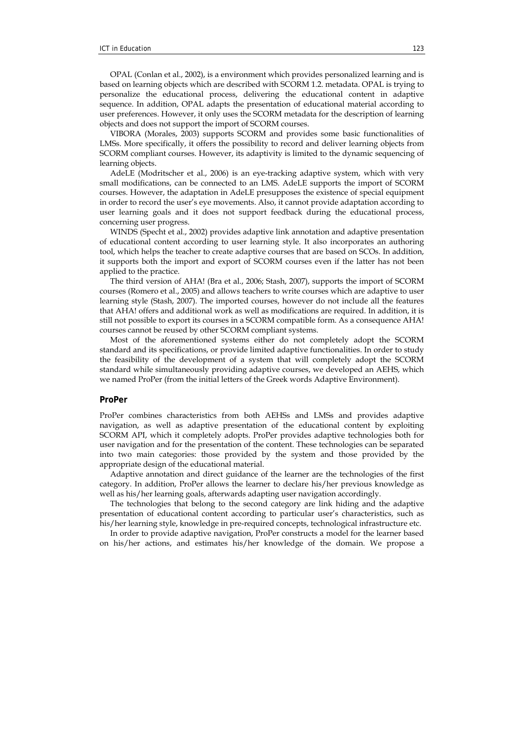OPAL (Conlan et al., 2002), is a environment which provides personalized learning and is based on learning objects which are described with SCORM 1.2. metadata. OPAL is trying to personalize the educational process, delivering the educational content in adaptive sequence. In addition, OPAL adapts the presentation of educational material according to user preferences. However, it only uses the SCORM metadata for the description of learning objects and does not support the import of SCORM courses.

VIBORA (Morales, 2003) supports SCORM and provides some basic functionalities of LMSs. More specifically, it offers the possibility to record and deliver learning objects from SCORM compliant courses. However, its adaptivity is limited to the dynamic sequencing of learning objects.

AdeLE (Modritscher et al., 2006) is an eye-tracking adaptive system, which with very small modifications, can be connected to an LMS. AdeLE supports the import of SCORM courses. However, the adaptation in AdeLE presupposes the existence of special equipment in order to record the user's eye movements. Also, it cannot provide adaptation according to user learning goals and it does not support feedback during the educational process, concerning user progress.

WINDS (Specht et al., 2002) provides adaptive link annotation and adaptive presentation of educational content according to user learning style. It also incorporates an authoring tool, which helps the teacher to create adaptive courses that are based on SCOs. In addition, it supports both the import and export of SCORM courses even if the latter has not been applied to the practice.

The third version of AHA! (Bra et al., 2006; Stash, 2007), supports the import of SCORM courses (Romero et al., 2005) and allows teachers to write courses which are adaptive to user learning style (Stash, 2007). The imported courses, however do not include all the features that AHA! offers and additional work as well as modifications are required. In addition, it is still not possible to export its courses in a SCORM compatible form. As a consequence AHA! courses cannot be reused by other SCORM compliant systems.

Most of the aforementioned systems either do not completely adopt the SCORM standard and its specifications, or provide limited adaptive functionalities. In order to study the feasibility of the development of a system that will completely adopt the SCORM standard while simultaneously providing adaptive courses, we developed an AEHS, which we named ProPer (from the initial letters of the Greek words Adaptive Environment).

## ProPer

ProPer combines characteristics from both AEHSs and LMSs and provides adaptive navigation, as well as adaptive presentation of the educational content by exploiting SCORM API, which it completely adopts. ProPer provides adaptive technologies both for user navigation and for the presentation of the content. These technologies can be separated into two main categories: those provided by the system and those provided by the appropriate design of the educational material.

Adaptive annotation and direct guidance of the learner are the technologies of the first category. In addition, ProPer allows the learner to declare his/her previous knowledge as well as his/her learning goals, afterwards adapting user navigation accordingly.

The technologies that belong to the second category are link hiding and the adaptive presentation of educational content according to particular user's characteristics, such as his/her learning style, knowledge in pre-required concepts, technological infrastructure etc.

In order to provide adaptive navigation, ProPer constructs a model for the learner based on his/her actions, and estimates his/her knowledge of the domain. We propose a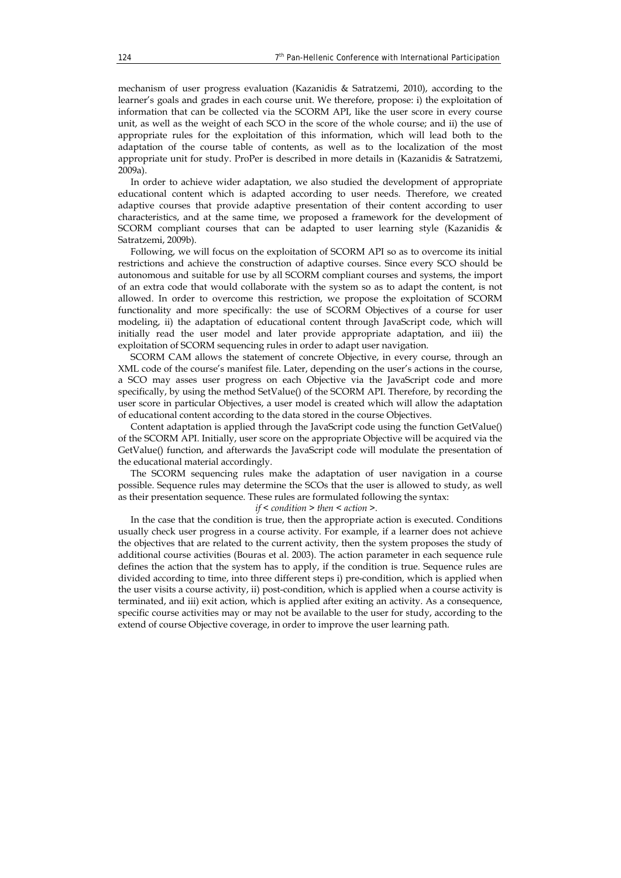mechanism of user progress evaluation (Kazanidis & Satratzemi, 2010), according to the learner's goals and grades in each course unit. We therefore, propose: i) the exploitation of information that can be collected via the SCORM API, like the user score in every course unit, as well as the weight of each SCO in the score of the whole course; and ii) the use of appropriate rules for the exploitation of this information, which will lead both to the adaptation of the course table of contents, as well as to the localization of the most appropriate unit for study. ProPer is described in more details in (Kazanidis & Satratzemi, 2009a).

In order to achieve wider adaptation, we also studied the development of appropriate educational content which is adapted according to user needs. Therefore, we created adaptive courses that provide adaptive presentation of their content according to user characteristics, and at the same time, we proposed a framework for the development of SCORM compliant courses that can be adapted to user learning style (Kazanidis & Satratzemi, 2009b).

Following, we will focus on the exploitation of SCORM API so as to overcome its initial restrictions and achieve the construction of adaptive courses. Since every SCO should be autonomous and suitable for use by all SCORM compliant courses and systems, the import of an extra code that would collaborate with the system so as to adapt the content, is not allowed. In order to overcome this restriction, we propose the exploitation of SCORM functionality and more specifically: the use of SCORM Objectives of a course for user modeling, ii) the adaptation of educational content through JavaScript code, which will initially read the user model and later provide appropriate adaptation, and iii) the exploitation of SCORM sequencing rules in order to adapt user navigation.

SCORM CAM allows the statement of concrete Objective, in every course, through an XML code of the course's manifest file. Later, depending on the user's actions in the course, a SCO may asses user progress on each Objective via the JavaScript code and more specifically, by using the method SetValue() of the SCORM API. Therefore, by recording the user score in particular Objectives, a user model is created which will allow the adaptation of educational content according to the data stored in the course Objectives.

Content adaptation is applied through the JavaScript code using the function GetValue() of the SCORM API. Initially, user score on the appropriate Objective will be acquired via the GetValue() function, and afterwards the JavaScript code will modulate the presentation of the educational material accordingly.

The SCORM sequencing rules make the adaptation of user navigation in a course possible. Sequence rules may determine the SCOs that the user is allowed to study, as well as their presentation sequence. These rules are formulated following the syntax:

*if < condition > then < action >.*

In the case that the condition is true, then the appropriate action is executed. Conditions usually check user progress in a course activity. For example, if a learner does not achieve the objectives that are related to the current activity, then the system proposes the study of additional course activities (Bouras et al. 2003). The action parameter in each sequence rule defines the action that the system has to apply, if the condition is true. Sequence rules are divided according to time, into three different steps i) pre-condition, which is applied when the user visits a course activity, ii) post-condition, which is applied when a course activity is terminated, and iii) exit action, which is applied after exiting an activity. As a consequence, specific course activities may or may not be available to the user for study, according to the extend of course Objective coverage, in order to improve the user learning path.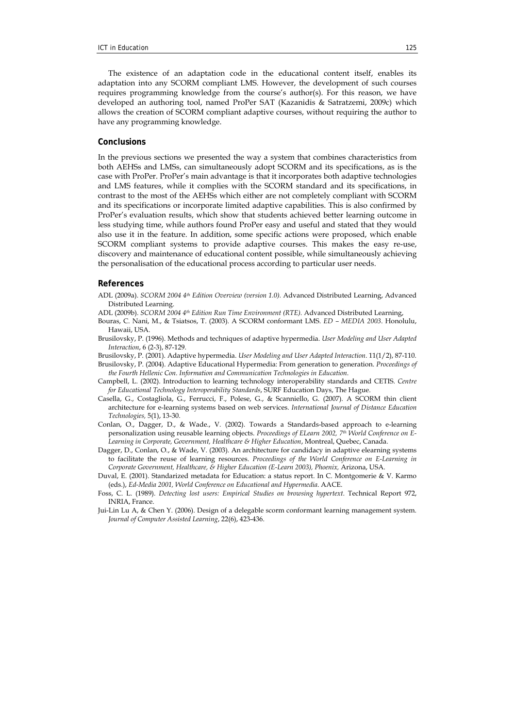The existence of an adaptation code in the educational content itself, enables its adaptation into any SCORM compliant LMS. However, the development of such courses requires programming knowledge from the course's author(s). For this reason, we have developed an authoring tool, named ProPer SAT (Kazanidis & Satratzemi, 2009c) which allows the creation of SCORM compliant adaptive courses, without requiring the author to have any programming knowledge.

## Conclusions

In the previous sections we presented the way a system that combines characteristics from both AEHSs and LMSs, can simultaneously adopt SCORM and its specifications, as is the case with ProPer. ProPer's main advantage is that it incorporates both adaptive technologies and LMS features, while it complies with the SCORM standard and its specifications, in contrast to the most of the AEHSs which either are not completely compliant with SCORM and its specifications or incorporate limited adaptive capabilities. This is also confirmed by ProPer's evaluation results, which show that students achieved better learning outcome in less studying time, while authors found ProPer easy and useful and stated that they would also use it in the feature. In addition, some specific actions were proposed, which enable SCORM compliant systems to provide adaptive courses. This makes the easy re-use, discovery and maintenance of educational content possible, while simultaneously achieving the personalisation of the educational process according to particular user needs.

## References

ADL (2009a). *SCORM 2004 4th Edition Overview (version 1.0).* Advanced Distributed Learning, Advanced Distributed Learning.

ADL (2009b). *SCORM 2004 4th Edition Run Time Environment (RTE).* Advanced Distributed Learning,

Bouras, C. Nani, M., & Tsiatsos, T. (2003). A SCORM conformant LMS. *ED – MEDIA 2003*. Honolulu, Hawaii, USA.

Brusilovsky, P. (1996). Methods and techniques of adaptive hypermedia. *User Modeling and User Adapted Interaction*, 6 (2-3), 87-129.

Brusilovsky, P. (2001). Adaptive hypermedia. *User Modeling and User Adapted Interaction*. 11(1/2), 87-110.

Brusilovsky, P. (2004). Adaptive Educational Hypermedia: From generation to generation. *Proceedings of the Fourth Hellenic Con. Information and Communication Technologies in Education.*

Campbell, L. (2002). Introduction to learning technology interoperability standards and CETIS. *Centre for Educational Technology Interoperability Standards*, SURF Education Days, The Hague.

Casella, G., Costagliola, G., Ferrucci, F., Polese, G., & Scanniello, G. (2007). A SCORM thin client architecture for e-learning systems based on web services. *International Journal of Distance Education Technologies,* 5(1), 13-30.

Conlan, O., Dagger, D., & Wade., V. (2002). Towards a Standards-based approach to e-learning personalization using reusable learning objects. *Proceedings of ELearn 2002, 7th World Conference on E-Learning in Corporate, Government, Healthcare & Higher Education*, Montreal, Quebec, Canada.

Dagger, D., Conlan, O., & Wade, V. (2003). An architecture for candidacy in adaptive elearning systems to facilitate the reuse of learning resources. *Proceedings of the World Conference on E-Learning in Corporate Government, Healthcare, & Higher Education (E-Learn 2003), Phoenix,* Arizona, USA.

Duval, E. (2001). Standarized metadata for Education: a status report. In C. Montgomerie & V. Karmo (eds.), *Ed-Media 2001, World Conference on Educational and Hypermedia*. AACE.

Foss, C. L. (1989). *Detecting lost users: Empirical Studies on browsing hypertext*. Technical Report 972, INRIA, France.

Jui-Lin Lu A, & Chen Y. (2006). Design of a delegable scorm conformant learning management system. *Journal of Computer Assisted Learning*, 22(6), 423-436.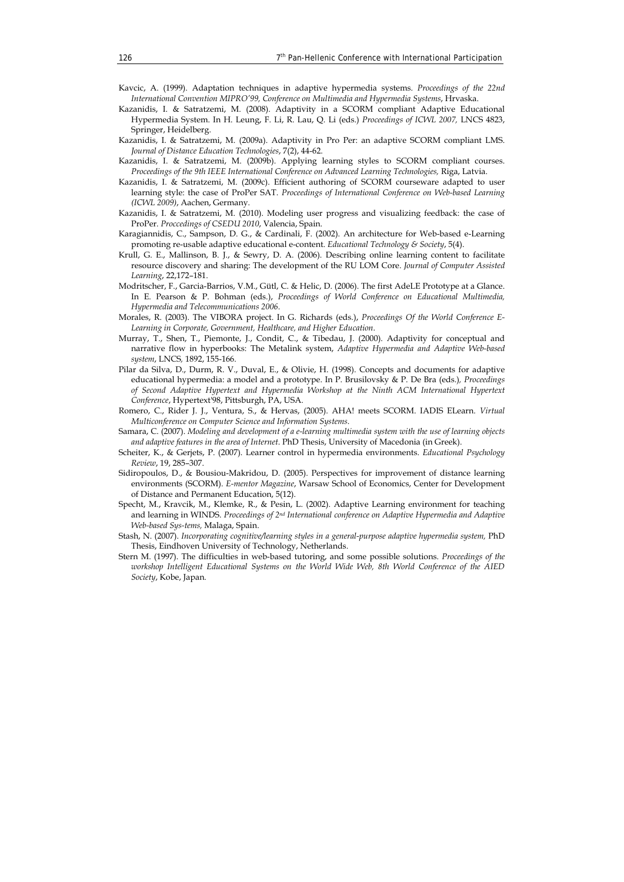Kavcic, A. (1999). Adaptation techniques in adaptive hypermedia systems. *Proceedings of the 22nd International Convention MIPRO'99, Conference on Multimedia and Hypermedia Systems*, Hrvaska.

Kazanidis, I. & Satratzemi, M. (2008). Adaptivity in a SCORM compliant Adaptive Educational Hypermedia System. In H. Leung, F. Li, R. Lau, Q. Li (eds.) *Proceedings of ICWL 2007,* LNCS 4823, Springer, Heidelberg.

Kazanidis, I. & Satratzemi, M. (2009a). Adaptivity in Pro Per: an adaptive SCORM compliant LMS. *Journal of Distance Education Technologies*, 7(2), 44-62.

Kazanidis, I. & Satratzemi, M. (2009b). Applying learning styles to SCORM compliant courses. *Proceedings of the 9th IEEE International Conference on Advanced Learning Technologies,* Riga, Latvia.

Kazanidis, I. & Satratzemi, M. (2009c). Efficient authoring of SCORM courseware adapted to user learning style: the case of ProPer SAT. *Proceedings of International Conference on Web-based Learning (ICWL 2009)*, Aachen, Germany.

Kazanidis, I. & Satratzemi, M. (2010). Modeling user progress and visualizing feedback: the case of ProPer. *Proccedings of CSEDU 2010*, Valencia, Spain.

Karagiannidis, C., Sampson, D. G., & Cardinali, F. (2002). An architecture for Web-based e-Learning promoting re-usable adaptive educational e-content. *Educational Technology & Society*, 5(4).

Krull, G. E., Mallinson, B. J., & Sewry, D. A. (2006). Describing online learning content to facilitate resource discovery and sharing: The development of the RU LOM Core. *Journal of Computer Assisted Learning*, 22,172–181.

Modritscher, F., Garcia-Barrios, V.M., Gütl, C. & Helic, D. (2006). The first AdeLE Prototype at a Glance. In E. Pearson & P. Bohman (eds.), *Proceedings of World Conference on Educational Multimedia, Hypermedia and Telecommunications 2006*.

Morales, R. (2003). The VIBORA project. In G. Richards (eds.), *Proceedings Of the World Conference E-Learning in Corporate, Government, Healthcare, and Higher Education*.

Murray, T., Shen, T., Piemonte, J., Condit, C., & Tibedau, J. (2000). Adaptivity for conceptual and narrative flow in hyperbooks: The Metalink system, *Adaptive Hypermedia and Adaptive Web-based system*, LNCS*,* 1892, 155-166.

Pilar da Silva, D., Durm, R. V., Duval, E., & Olivie, H. (1998). Concepts and documents for adaptive educational hypermedia: a model and a prototype. In P. Brusilovsky & P. De Bra (eds.)*, Proceedings of Second Adaptive Hypertext and Hypermedia Workshop at the Ninth ACM International Hypertext Conference*, Hypertext'98, Pittsburgh, PA, USA.

Romero, C., Rider J. J., Ventura, S., & Hervas, (2005). AHA! meets SCORM. IADIS ELearn. *Virtual Multiconference on Computer Science and Information Systems*.

Samara, C. (2007). *Modeling and development of a e-learning multimedia system with the use of learning objects and adaptive features in the area of Internet*. PhD Thesis, University of Macedonia (in Greek).

Scheiter, K., & Gerjets, P. (2007). Learner control in hypermedia environments. *Educational Psychology Review*, 19, 285–307.

Sidiropoulos, D., & Bousiou-Makridou, D. (2005). Perspectives for improvement of distance learning environments (SCORM). *E-mentor Magazine*, Warsaw School of Economics, Center for Development of Distance and Permanent Education, 5(12).

Specht, M., Kravcik, M., Klemke, R., & Pesin, L. (2002). Adaptive Learning environment for teaching and learning in WINDS. *Proceedings of 2nd International conference on Adaptive Hypermedia and Adaptive Web-based Sys-tems,* Malaga, Spain.

Stash, N. (2007). *Incorporating cognitive/learning styles in a general-purpose adaptive hypermedia system,* PhD Thesis, Eindhoven University of Technology, Netherlands.

Stern M. (1997). The difficulties in web-based tutoring, and some possible solutions. *Proceedings of the workshop Intelligent Educational Systems on the World Wide Web, 8th World Conference of the AIED Society*, Kobe, Japan.